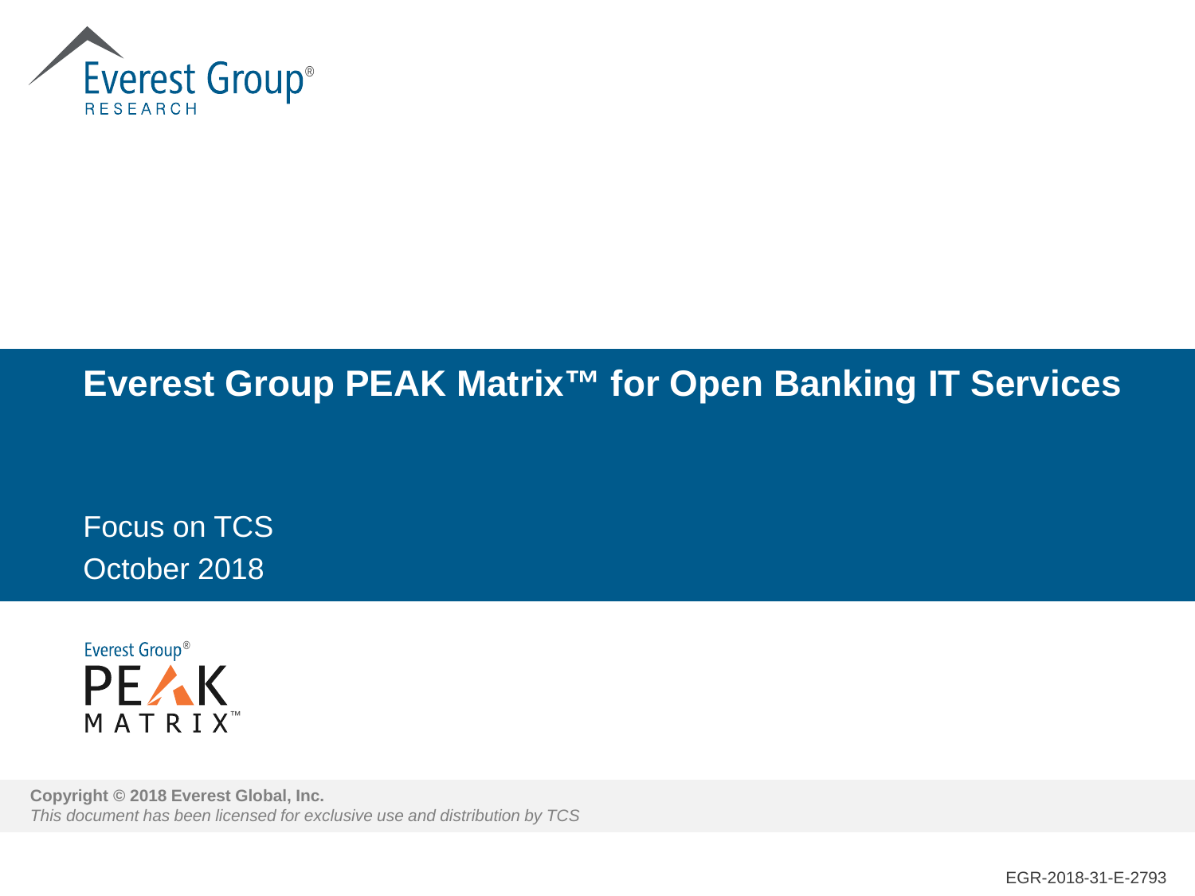# Everest Group PEAK Matrix™ for Open Banking IT Services

Focus on TCS

October 2018

**Copyright © 2018 Everest Global, Inc.**

*This document has been licensed for exclusive use and distribution by TCS*

EGR-2018-31-E-2793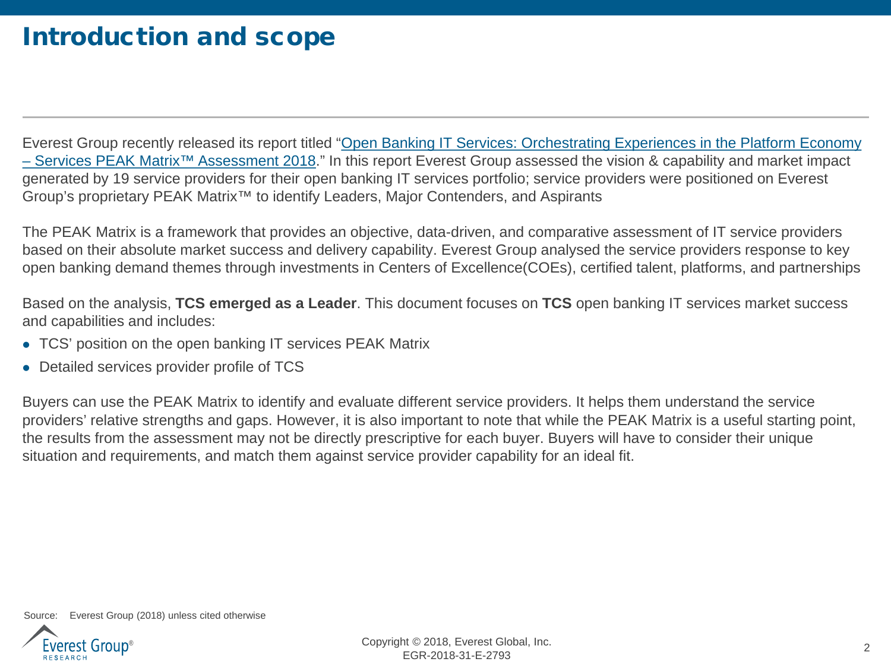# Introduction and scope

Everest Group recently released its report titled "Open Banking IT Services: Orchestrating Experiences in the Platform Economy – Services PEAK Matrix™ Assessment 2018." In this report Everest Group assessed the vision & capability and market impact generated by 19 service providers for their open banking IT services portfolio; service providers were positioned on Everest Group's proprietary PEAK Matrix™ to identify Leaders, Major Contenders, and Aspirants

The PEAK Matrix is a framework that provides an objective, data-driven, and comparative assessment of IT service providers based on their absolute market success and delivery capability. Everest Group analysed the service providers response to key open banking demand themes through investments in Centers of Excellence(COEs), certified talent, platforms, and partnerships

Based on the analysis, **TCS emerged as a Leader**. This document focuses on **TCS** open banking IT services market success and capabilities and includes:

- TCS' position on the open banking IT services PEAK Matrix
- Detailed services provider profile of TCS

Buyers can use the PEAK Matrix to identify and evaluate different service providers. It helps them understand the service providers' relative strengths and gaps. However, it is also important to note that while the PEAK Matrix is a useful starting point, the results from the assessment may not be directly prescriptive for each buyer. Buyers will have to consider their unique situation and requirements, and match them against service provider capability for an ideal fit.

Source: Everest Group (2018) unless cited otherwise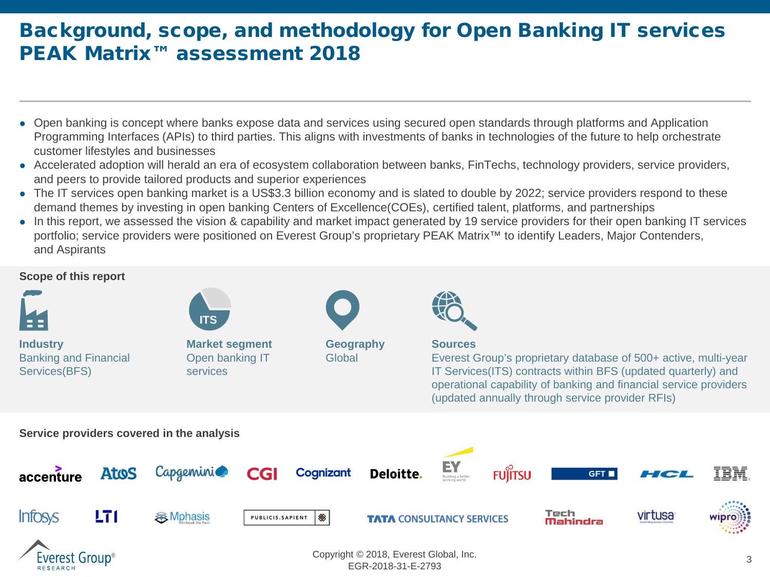# Background, scope, and methodology for Open Banking IT services PEAK Matrix™ assessment 2018

- Open banking is concept where banks expose data and services using secured open standards through platforms and Application Programming Interfaces (APIs) to third parties. This aligns with investments of banks in technologies of the future to help orchestrate customer lifestyles and businesses
- Accelerated adoption will herald an era of ecosystem collaboration between banks, FinTechs, technology providers, service providers, and peers to provide tailored products and superior experiences
- The IT services open banking market is a US$3.3 billion economy and is slated to double by 2022; service providers respond to these demand themes by investing in open banking Centers of Excellence(COEs), certified talent, platforms, and partnerships
- In this report, we assessed the vision & capability and market impact generated by 19 service providers for their open banking IT services portfolio; service providers were positioned on Everest Group's proprietary PEAK Matrix™ to identify Leaders, Major Contenders, and Aspirants

## Scope of this report

**Industry**
Banking and Financial Services(BFS)

**Market segment**
Open banking IT services

**Geography**
Global

**Sources**
Everest Group's proprietary database of 500+ active, multi-year IT Services(ITS) contracts within BFS (updated quarterly) and operational capability of banking and financial service providers (updated annually through service provider RFIs)

## Service providers covered in the analysis

Accenture, Atos, Capgemini, CGI, Cognizant, Deloitte, EY, Fujitsu, GFT, HCL, IBM, Infosys, LTI, Mphasis, Publicis.Sapient, Tata Consultancy Services, Tech Mahindra, Virtusa, Wipro

Copyright © 2018, Everest Global, Inc.
EGR-2018-31-E-2793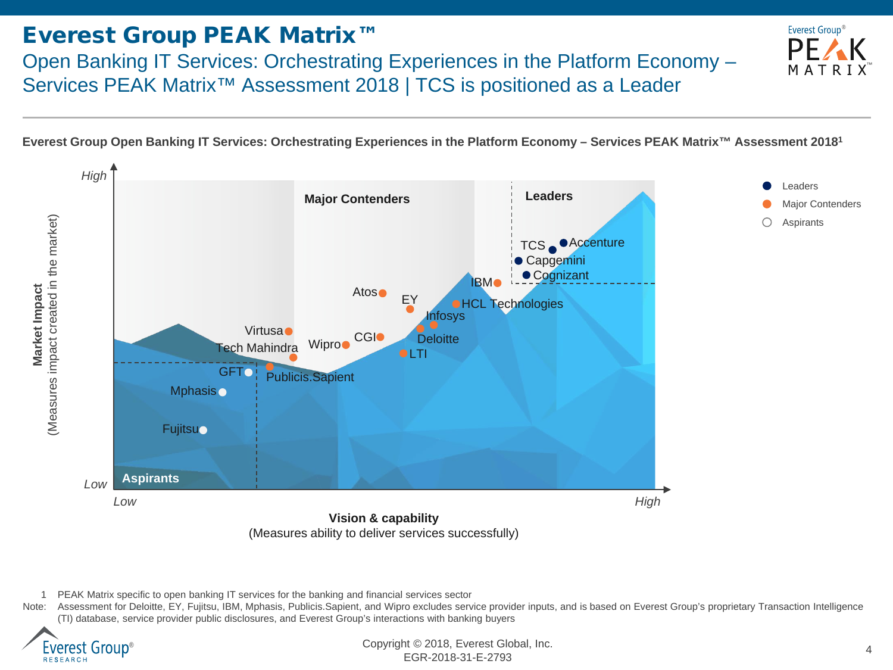# Everest Group PEAK Matrix™

## Open Banking IT Services: Orchestrating Experiences in the Platform Economy – Services PEAK Matrix™ Assessment 2018 | TCS is positioned as a Leader

**Everest Group Open Banking IT Services: Orchestrating Experiences in the Platform Economy – Services PEAK Matrix™ Assessment 2018[1]**

Market Impact (Measures impact created in the market): Low – High

Vision & capability (Measures ability to deliver services successfully): Low – High

Legend: Leaders, Major Contenders, Aspirants

**Leaders:** Accenture, TCS, Capgemini, Cognizant

**Major Contenders:** IBM, HCL Technologies, Atos, EY, Infosys, Deloitte, LTI, CGI, Wipro, Virtusa, Tech Mahindra, Publicis.Sapient

**Aspirants:** GFT, Mphasis, Fujitsu

1 PEAK Matrix specific to open banking IT services for the banking and financial services sector

Note: Assessment for Deloitte, EY, Fujitsu, IBM, Mphasis, Publicis.Sapient, and Wipro excludes service provider inputs, and is based on Everest Group's proprietary Transaction Intelligence (TI) database, service provider public disclosures, and Everest Group's interactions with banking buyers

Copyright © 2018, Everest Global, Inc.
EGR-2018-31-E-2793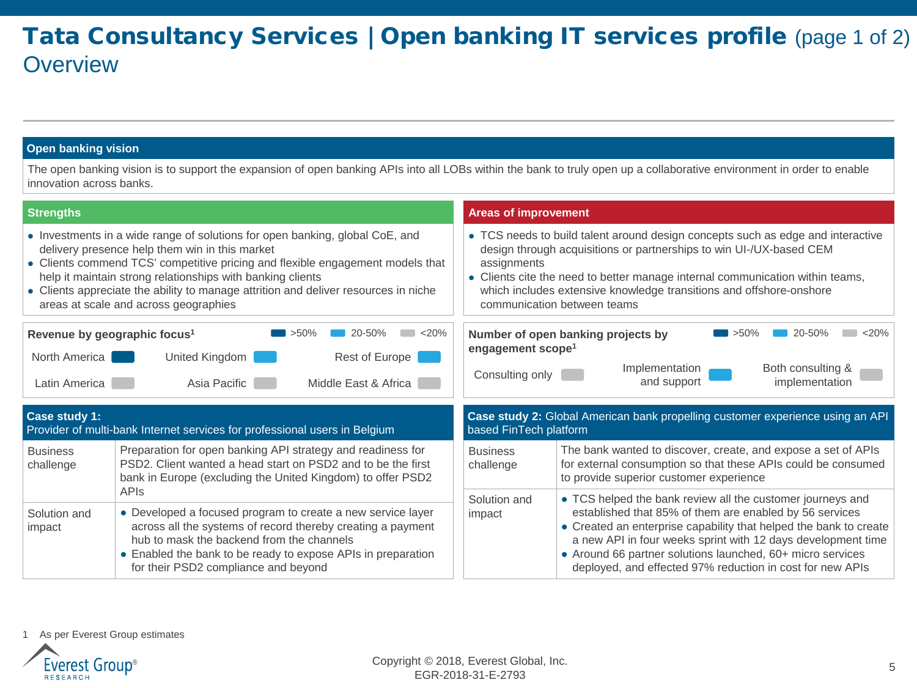# Tata Consultancy Services | Open banking IT services profile (page 1 of 2)

## Overview

### Open banking vision

The open banking vision is to support the expansion of open banking APIs into all LOBs within the bank to truly open up a collaborative environment in order to enable innovation across banks.

### Strengths

- Investments in a wide range of solutions for open banking, global CoE, and delivery presence help them win in this market
- Clients commend TCS' competitive pricing and flexible engagement models that help it maintain strong relationships with banking clients
- Clients appreciate the ability to manage attrition and deliver resources in niche areas at scale and across geographies

### Areas of improvement

- TCS needs to build talent around design concepts such as edge and interactive design through acquisitions or partnerships to win UI-/UX-based CEM assignments
- Clients cite the need to better manage internal communication within teams, which includes extensive knowledge transitions and offshore-onshore communication between teams

### Revenue by geographic focus[1]

Legend: >50% | 20-50% | <20%

| Region | Share |
|---|---|
| North America | >50% |
| United Kingdom | 20-50% |
| Rest of Europe | 20-50% |
| Latin America | <20% |
| Asia Pacific | <20% |
| Middle East & Africa | <20% |

### Number of open banking projects by engagement scope[1]

Legend: >50% | 20-50% | <20%

| Engagement scope | Share |
|---|---|
| Consulting only | <20% |
| Implementation and support | 20-50% |
| Both consulting & implementation | <20% |

### Case study 1: Provider of multi-bank Internet services for professional users in Belgium

| | |
|---|---|
| Business challenge | Preparation for open banking API strategy and readiness for PSD2. Client wanted a head start on PSD2 and to be the first bank in Europe (excluding the United Kingdom) to offer PSD2 APIs |
| Solution and impact | • Developed a focused program to create a new service layer across all the systems of record thereby creating a payment hub to mask the backend from the channels<br>• Enabled the bank to be ready to expose APIs in preparation for their PSD2 compliance and beyond |

### Case study 2: Global American bank propelling customer experience using an API based FinTech platform

| | |
|---|---|
| Business challenge | The bank wanted to discover, create, and expose a set of APIs for external consumption so that these APIs could be consumed to provide superior customer experience |
| Solution and impact | • TCS helped the bank review all the customer journeys and established that 85% of them are enabled by 56 services<br>• Created an enterprise capability that helped the bank to create a new API in four weeks sprint with 12 days development time<br>• Around 66 partner solutions launched, 60+ micro services deployed, and effected 97% reduction in cost for new APIs |

1 As per Everest Group estimates

Copyright © 2018, Everest Global, Inc.
EGR-2018-31-E-2793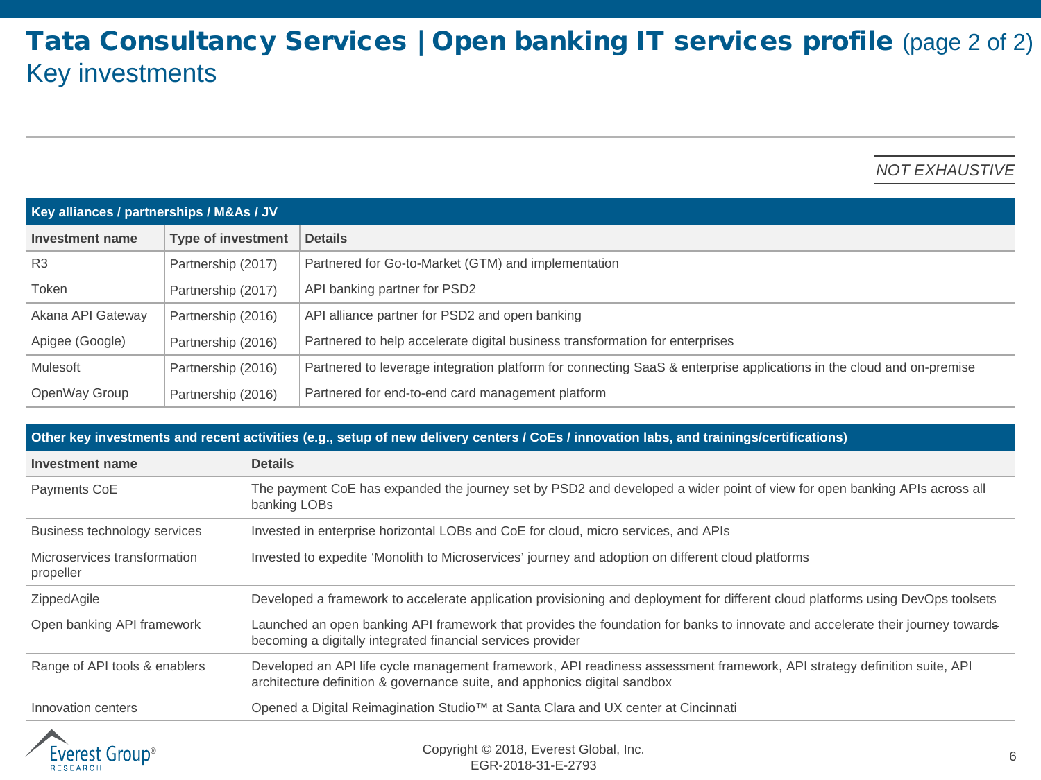# Tata Consultancy Services | Open banking IT services profile (page 2 of 2)

## Key investments

*NOT EXHAUSTIVE*

**Key alliances / partnerships / M&As / JV**

| Investment name | Type of investment | Details |
|---|---|---|
| R3 | Partnership (2017) | Partnered for Go-to-Market (GTM) and implementation |
| Token | Partnership (2017) | API banking partner for PSD2 |
| Akana API Gateway | Partnership (2016) | API alliance partner for PSD2 and open banking |
| Apigee (Google) | Partnership (2016) | Partnered to help accelerate digital business transformation for enterprises |
| Mulesoft | Partnership (2016) | Partnered to leverage integration platform for connecting SaaS & enterprise applications in the cloud and on-premise |
| OpenWay Group | Partnership (2016) | Partnered for end-to-end card management platform |

**Other key investments and recent activities (e.g., setup of new delivery centers / CoEs / innovation labs, and trainings/certifications)**

| Investment name | Details |
|---|---|
| Payments CoE | The payment CoE has expanded the journey set by PSD2 and developed a wider point of view for open banking APIs across all banking LOBs |
| Business technology services | Invested in enterprise horizontal LOBs and CoE for cloud, micro services, and APIs |
| Microservices transformation propeller | Invested to expedite 'Monolith to Microservices' journey and adoption on different cloud platforms |
| ZippedAgile | Developed a framework to accelerate application provisioning and deployment for different cloud platforms using DevOps toolsets |
| Open banking API framework | Launched an open banking API framework that provides the foundation for banks to innovate and accelerate their journey towards becoming a digitally integrated financial services provider |
| Range of API tools & enablers | Developed an API life cycle management framework, API readiness assessment framework, API strategy definition suite, API architecture definition & governance suite, and apphonics digital sandbox |
| Innovation centers | Opened a Digital Reimagination Studio™ at Santa Clara and UX center at Cincinnati |

Copyright © 2018, Everest Global, Inc.
EGR-2018-31-E-2793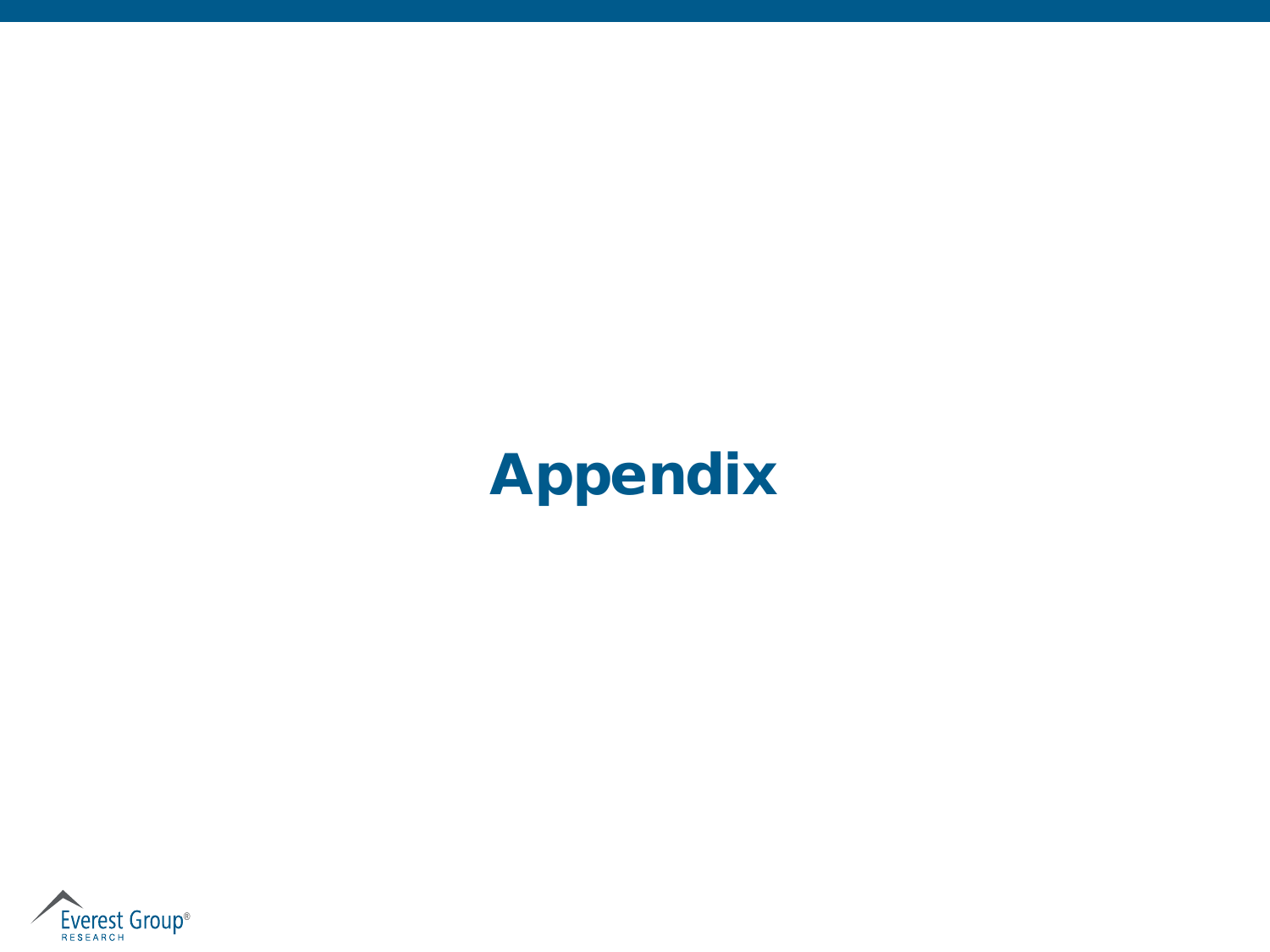# Appendix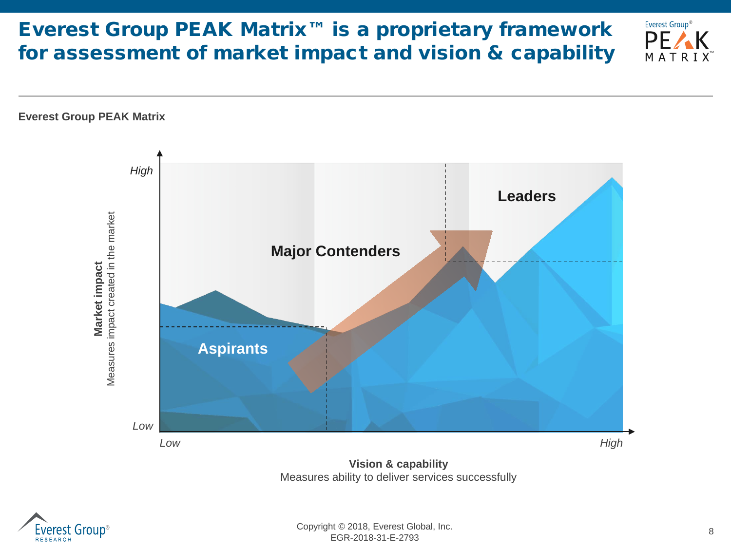# Everest Group PEAK Matrix™ is a proprietary framework for assessment of market impact and vision & capability

**Everest Group PEAK Matrix**

Market impact – Measures impact created in the market (Low to High)

Vision & capability – Measures ability to deliver services successfully (Low to High)

- Leaders
- Major Contenders
- Aspirants

Copyright © 2018, Everest Global, Inc.
EGR-2018-31-E-2793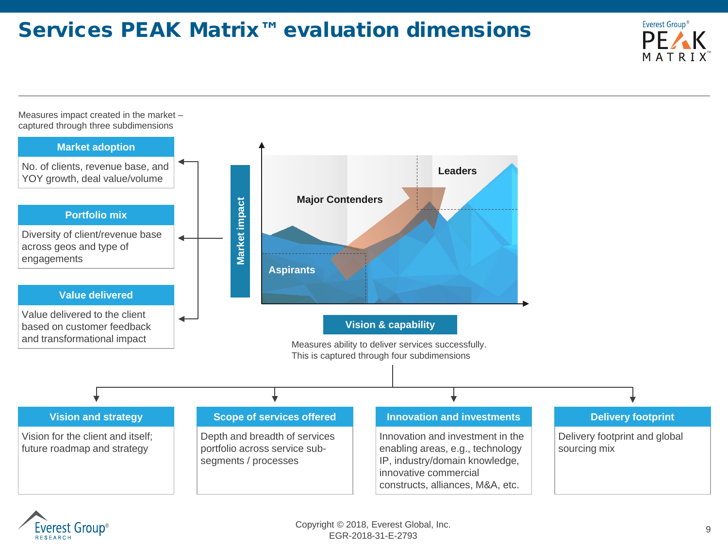# Services PEAK Matrix™ evaluation dimensions

Measures impact created in the market – captured through three subdimensions

**Market adoption**

No. of clients, revenue base, and YOY growth, deal value/volume

**Portfolio mix**

Diversity of client/revenue base across geos and type of engagements

**Value delivered**

Value delivered to the client based on customer feedback and transformational impact

**Market impact**

Leaders

Major Contenders

Aspirants

**Vision & capability**

Measures ability to deliver services successfully. This is captured through four subdimensions

**Vision and strategy**

Vision for the client and itself; future roadmap and strategy

**Scope of services offered**

Depth and breadth of services portfolio across service sub-segments / processes

**Innovation and investments**

Innovation and investment in the enabling areas, e.g., technology IP, industry/domain knowledge, innovative commercial constructs, alliances, M&A, etc.

**Delivery footprint**

Delivery footprint and global sourcing mix

Copyright © 2018, Everest Global, Inc.
EGR-2018-31-E-2793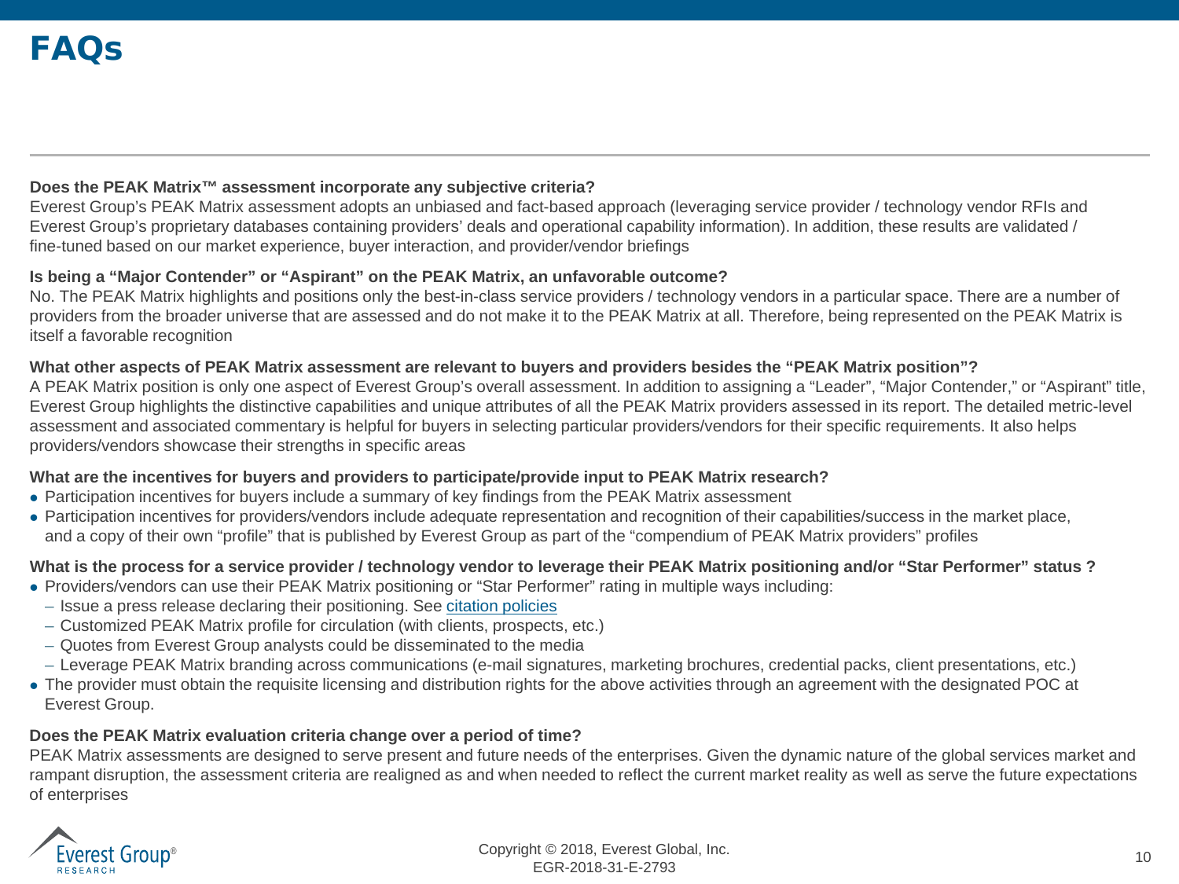# FAQs

**Does the PEAK Matrix™ assessment incorporate any subjective criteria?**

Everest Group's PEAK Matrix assessment adopts an unbiased and fact-based approach (leveraging service provider / technology vendor RFIs and Everest Group's proprietary databases containing providers' deals and operational capability information). In addition, these results are validated / fine-tuned based on our market experience, buyer interaction, and provider/vendor briefings

**Is being a "Major Contender" or "Aspirant" on the PEAK Matrix, an unfavorable outcome?**

No. The PEAK Matrix highlights and positions only the best-in-class service providers / technology vendors in a particular space. There are a number of providers from the broader universe that are assessed and do not make it to the PEAK Matrix at all. Therefore, being represented on the PEAK Matrix is itself a favorable recognition

**What other aspects of PEAK Matrix assessment are relevant to buyers and providers besides the "PEAK Matrix position"?**

A PEAK Matrix position is only one aspect of Everest Group's overall assessment. In addition to assigning a "Leader", "Major Contender," or "Aspirant" title, Everest Group highlights the distinctive capabilities and unique attributes of all the PEAK Matrix providers assessed in its report. The detailed metric-level assessment and associated commentary is helpful for buyers in selecting particular providers/vendors for their specific requirements. It also helps providers/vendors showcase their strengths in specific areas

**What are the incentives for buyers and providers to participate/provide input to PEAK Matrix research?**

- Participation incentives for buyers include a summary of key findings from the PEAK Matrix assessment
- Participation incentives for providers/vendors include adequate representation and recognition of their capabilities/success in the market place, and a copy of their own "profile" that is published by Everest Group as part of the "compendium of PEAK Matrix providers" profiles

**What is the process for a service provider / technology vendor to leverage their PEAK Matrix positioning and/or "Star Performer" status ?**

- Providers/vendors can use their PEAK Matrix positioning or "Star Performer" rating in multiple ways including:
  - Issue a press release declaring their positioning. See citation policies
  - Customized PEAK Matrix profile for circulation (with clients, prospects, etc.)
  - Quotes from Everest Group analysts could be disseminated to the media
  - Leverage PEAK Matrix branding across communications (e-mail signatures, marketing brochures, credential packs, client presentations, etc.)
- The provider must obtain the requisite licensing and distribution rights for the above activities through an agreement with the designated POC at Everest Group.

**Does the PEAK Matrix evaluation criteria change over a period of time?**

PEAK Matrix assessments are designed to serve present and future needs of the enterprises. Given the dynamic nature of the global services market and rampant disruption, the assessment criteria are realigned as and when needed to reflect the current market reality as well as serve the future expectations of enterprises

Copyright © 2018, Everest Global, Inc.
EGR-2018-31-E-2793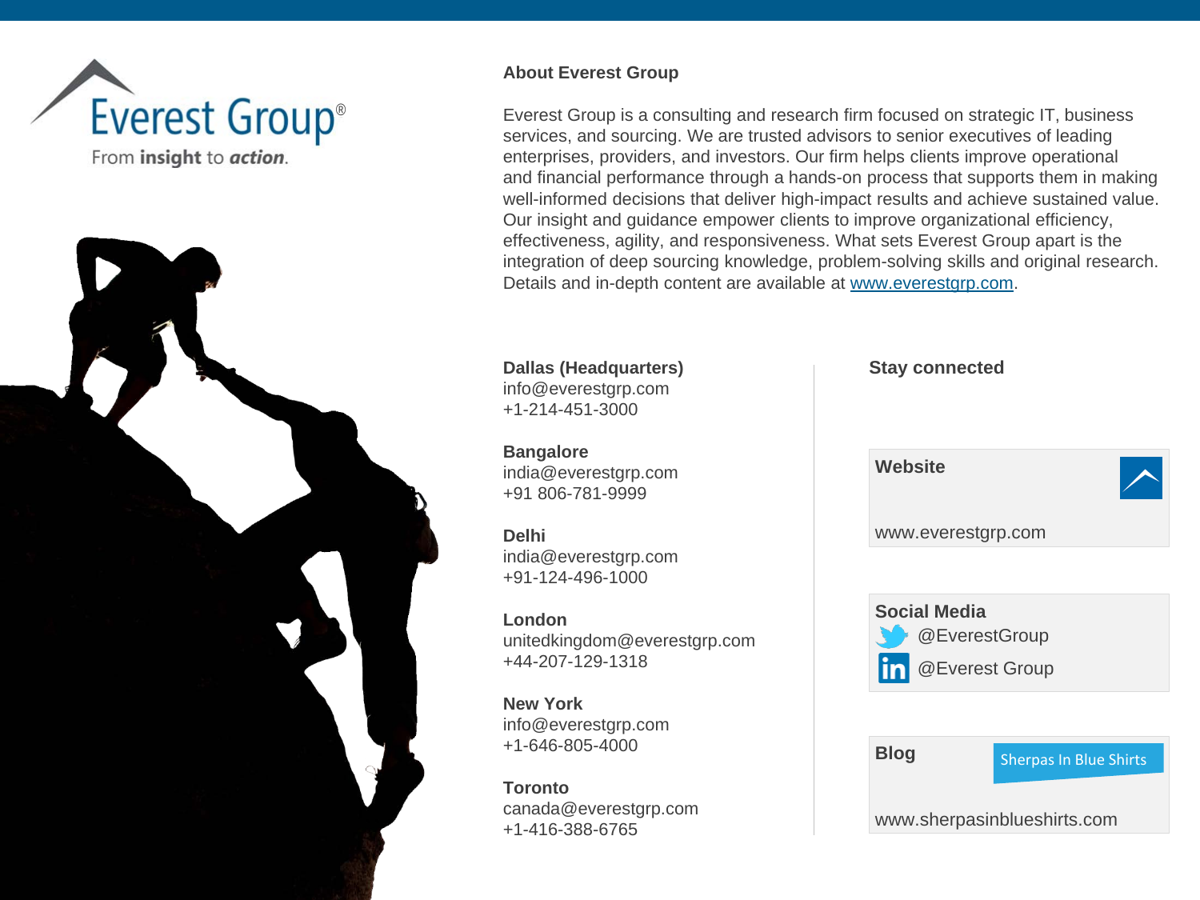Everest Group®

From **insight** to ***action***.

## About Everest Group

Everest Group is a consulting and research firm focused on strategic IT, business services, and sourcing. We are trusted advisors to senior executives of leading enterprises, providers, and investors. Our firm helps clients improve operational and financial performance through a hands-on process that supports them in making well-informed decisions that deliver high-impact results and achieve sustained value. Our insight and guidance empower clients to improve organizational efficiency, effectiveness, agility, and responsiveness. What sets Everest Group apart is the integration of deep sourcing knowledge, problem-solving skills and original research. Details and in-depth content are available at [www.everestgrp.com](http://www.everestgrp.com).

**Dallas (Headquarters)**
info@everestgrp.com
+1-214-451-3000

**Bangalore**
india@everestgrp.com
+91 806-781-9999

**Delhi**
india@everestgrp.com
+91-124-496-1000

**London**
unitedkingdom@everestgrp.com
+44-207-129-1318

**New York**
info@everestgrp.com
+1-646-805-4000

**Toronto**
canada@everestgrp.com
+1-416-388-6765

## Stay connected

**Website**
www.everestgrp.com

**Social Media**
@EverestGroup
@Everest Group

**Blog**
Sherpas In Blue Shirts
www.sherpasinblueshirts.com